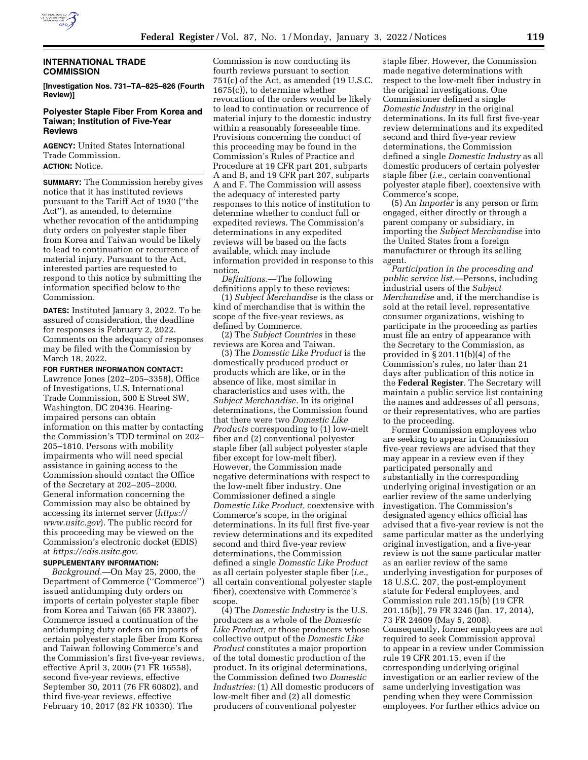## INTERNATIONAL TRADE COMMISSION

**[Investigation Nos. 731–TA–825–826 (Fourth Review)]**

### Polyester Staple Fiber From Korea and Taiwan; Institution of Five-Year Reviews

**AGENCY:** United States International Trade Commission.

**ACTION:** Notice.

**SUMMARY:** The Commission hereby gives notice that it has instituted reviews pursuant to the Tariff Act of 1930 (''the Act''), as amended, to determine whether revocation of the antidumping duty orders on polyester staple fiber from Korea and Taiwan would be likely to lead to continuation or recurrence of material injury. Pursuant to the Act, interested parties are requested to respond to this notice by submitting the information specified below to the Commission.

**DATES:** Instituted January 3, 2022. To be assured of consideration, the deadline for responses is February 2, 2022. Comments on the adequacy of responses may be filed with the Commission by March 18, 2022.

**FOR FURTHER INFORMATION CONTACT:** Lawrence Jones (202–205–3358), Office of Investigations, U.S. International Trade Commission, 500 E Street SW, Washington, DC 20436. Hearing-impaired persons can obtain information on this matter by contacting the Commission's TDD terminal on 202–205–1810. Persons with mobility impairments who will need special assistance in gaining access to the Commission should contact the Office of the Secretary at 202–205–2000. General information concerning the Commission may also be obtained by accessing its internet server (*https://www.usitc.gov*). The public record for this proceeding may be viewed on the Commission's electronic docket (EDIS) at *https://edis.usitc.gov.*

**SUPPLEMENTARY INFORMATION:**

*Background.*—On May 25, 2000, the Department of Commerce (''Commerce'') issued antidumping duty orders on imports of certain polyester staple fiber from Korea and Taiwan (65 FR 33807). Commerce issued a continuation of the antidumping duty orders on imports of certain polyester staple fiber from Korea and Taiwan following Commerce's and the Commission's first five-year reviews, effective April 3, 2006 (71 FR 16558), second five-year reviews, effective September 30, 2011 (76 FR 60802), and third five-year reviews, effective February 10, 2017 (82 FR 10330). The Commission is now conducting its fourth reviews pursuant to section 751(c) of the Act, as amended (19 U.S.C. 1675(c)), to determine whether revocation of the orders would be likely to lead to continuation or recurrence of material injury to the domestic industry within a reasonably foreseeable time. Provisions concerning the conduct of this proceeding may be found in the Commission's Rules of Practice and Procedure at 19 CFR part 201, subparts A and B, and 19 CFR part 207, subparts A and F. The Commission will assess the adequacy of interested party responses to this notice of institution to determine whether to conduct full or expedited reviews. The Commission's determinations in any expedited reviews will be based on the facts available, which may include information provided in response to this notice.

*Definitions.*—The following definitions apply to these reviews:

(1) *Subject Merchandise* is the class or kind of merchandise that is within the scope of the five-year reviews, as defined by Commerce.

(2) The *Subject Countries* in these reviews are Korea and Taiwan.

(3) The *Domestic Like Product* is the domestically produced product or products which are like, or in the absence of like, most similar in characteristics and uses with, the *Subject Merchandise.* In its original determinations, the Commission found that there were two *Domestic Like Products* corresponding to (1) low-melt fiber and (2) conventional polyester staple fiber (all subject polyester staple fiber except for low-melt fiber). However, the Commission made negative determinations with respect to the low-melt fiber industry. One Commissioner defined a single *Domestic Like Product,* coextensive with Commerce's scope, in the original determinations. In its full first five-year review determinations and its expedited second and third five-year review determinations, the Commission defined a single *Domestic Like Product* as all certain polyester staple fiber (*i.e.,* all certain conventional polyester staple fiber), coextensive with Commerce's scope.

(4) The *Domestic Industry* is the U.S. producers as a whole of the *Domestic Like Product,* or those producers whose collective output of the *Domestic Like Product* constitutes a major proportion of the total domestic production of the product. In its original determinations, the Commission defined two *Domestic Industries:* (1) All domestic producers of low-melt fiber and (2) all domestic producers of conventional polyester staple fiber. However, the Commission made negative determinations with respect to the low-melt fiber industry in the original investigations. One Commissioner defined a single *Domestic Industry* in the original determinations. In its full first five-year review determinations and its expedited second and third five-year review determinations, the Commission defined a single *Domestic Industry* as all domestic producers of certain polyester staple fiber (*i.e.,* certain conventional polyester staple fiber), coextensive with Commerce's scope.

(5) An *Importer* is any person or firm engaged, either directly or through a parent company or subsidiary, in importing the *Subject Merchandise* into the United States from a foreign manufacturer or through its selling agent.

*Participation in the proceeding and public service list.*—Persons, including industrial users of the *Subject Merchandise* and, if the merchandise is sold at the retail level, representative consumer organizations, wishing to participate in the proceeding as parties must file an entry of appearance with the Secretary to the Commission, as provided in § 201.11(b)(4) of the Commission's rules, no later than 21 days after publication of this notice in the **Federal Register**. The Secretary will maintain a public service list containing the names and addresses of all persons, or their representatives, who are parties to the proceeding.

Former Commission employees who are seeking to appear in Commission five-year reviews are advised that they may appear in a review even if they participated personally and substantially in the corresponding underlying original investigation or an earlier review of the same underlying investigation. The Commission's designated agency ethics official has advised that a five-year review is not the same particular matter as the underlying original investigation, and a five-year review is not the same particular matter as an earlier review of the same underlying investigation for purposes of 18 U.S.C. 207, the post-employment statute for Federal employees, and Commission rule 201.15(b) (19 CFR 201.15(b)), 79 FR 3246 (Jan. 17, 2014), 73 FR 24609 (May 5, 2008). Consequently, former employees are not required to seek Commission approval to appear in a review under Commission rule 19 CFR 201.15, even if the corresponding underlying original investigation or an earlier review of the same underlying investigation was pending when they were Commission employees. For further ethics advice on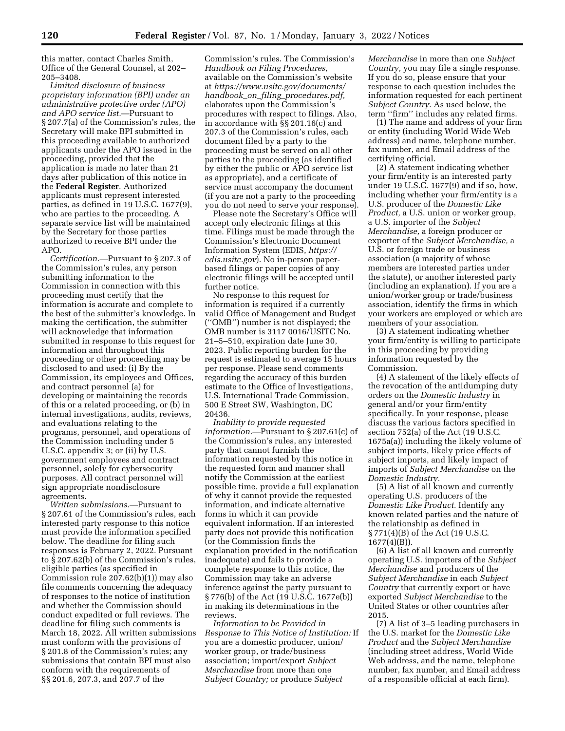this matter, contact Charles Smith, Office of the General Counsel, at 202–205–3408.

*Limited disclosure of business proprietary information (BPI) under an administrative protective order (APO) and APO service list.*—Pursuant to § 207.7(a) of the Commission's rules, the Secretary will make BPI submitted in this proceeding available to authorized applicants under the APO issued in the proceeding, provided that the application is made no later than 21 days after publication of this notice in the **Federal Register**. Authorized applicants must represent interested parties, as defined in 19 U.S.C. 1677(9), who are parties to the proceeding. A separate service list will be maintained by the Secretary for those parties authorized to receive BPI under the APO.

*Certification.*—Pursuant to § 207.3 of the Commission's rules, any person submitting information to the Commission in connection with this proceeding must certify that the information is accurate and complete to the best of the submitter's knowledge. In making the certification, the submitter will acknowledge that information submitted in response to this request for information and throughout this proceeding or other proceeding may be disclosed to and used: (i) By the Commission, its employees and Offices, and contract personnel (a) for developing or maintaining the records of this or a related proceeding, or (b) in internal investigations, audits, reviews, and evaluations relating to the programs, personnel, and operations of the Commission including under 5 U.S.C. appendix 3; or (ii) by U.S. government employees and contract personnel, solely for cybersecurity purposes. All contract personnel will sign appropriate nondisclosure agreements.

*Written submissions.*—Pursuant to § 207.61 of the Commission's rules, each interested party response to this notice must provide the information specified below. The deadline for filing such responses is February 2, 2022. Pursuant to § 207.62(b) of the Commission's rules, eligible parties (as specified in Commission rule 207.62(b)(1)) may also file comments concerning the adequacy of responses to the notice of institution and whether the Commission should conduct expedited or full reviews. The deadline for filing such comments is March 18, 2022. All written submissions must conform with the provisions of § 201.8 of the Commission's rules; any submissions that contain BPI must also conform with the requirements of §§ 201.6, 207.3, and 207.7 of the Commission's rules. The Commission's *Handbook on Filing Procedures,* available on the Commission's website at *https://www.usitc.gov/documents/handbook_on_filing_procedures.pdf,* elaborates upon the Commission's procedures with respect to filings. Also, in accordance with §§ 201.16(c) and 207.3 of the Commission's rules, each document filed by a party to the proceeding must be served on all other parties to the proceeding (as identified by either the public or APO service list as appropriate), and a certificate of service must accompany the document (if you are not a party to the proceeding you do not need to serve your response).

Please note the Secretary's Office will accept only electronic filings at this time. Filings must be made through the Commission's Electronic Document Information System (EDIS, *https://edis.usitc.gov*). No in-person paper-based filings or paper copies of any electronic filings will be accepted until further notice.

No response to this request for information is required if a currently valid Office of Management and Budget ("OMB") number is not displayed; the OMB number is 3117 0016/USITC No. 21–5–510, expiration date June 30, 2023. Public reporting burden for the request is estimated to average 15 hours per response. Please send comments regarding the accuracy of this burden estimate to the Office of Investigations, U.S. International Trade Commission, 500 E Street SW, Washington, DC 20436.

*Inability to provide requested information.*—Pursuant to § 207.61(c) of the Commission's rules, any interested party that cannot furnish the information requested by this notice in the requested form and manner shall notify the Commission at the earliest possible time, provide a full explanation of why it cannot provide the requested information, and indicate alternative forms in which it can provide equivalent information. If an interested party does not provide this notification (or the Commission finds the explanation provided in the notification inadequate) and fails to provide a complete response to this notice, the Commission may take an adverse inference against the party pursuant to § 776(b) of the Act (19 U.S.C. 1677e(b)) in making its determinations in the reviews.

*Information to be Provided in Response to This Notice of Institution:* If you are a domestic producer, union/worker group, or trade/business association; import/export *Subject Merchandise* from more than one *Subject Country;* or produce *Subject Merchandise* in more than one *Subject Country,* you may file a single response. If you do so, please ensure that your response to each question includes the information requested for each pertinent *Subject Country.* As used below, the term "firm" includes any related firms.

(1) The name and address of your firm or entity (including World Wide Web address) and name, telephone number, fax number, and Email address of the certifying official.

(2) A statement indicating whether your firm/entity is an interested party under 19 U.S.C. 1677(9) and if so, how, including whether your firm/entity is a U.S. producer of the *Domestic Like Product,* a U.S. union or worker group, a U.S. importer of the *Subject Merchandise,* a foreign producer or exporter of the *Subject Merchandise,* a U.S. or foreign trade or business association (a majority of whose members are interested parties under the statute), or another interested party (including an explanation). If you are a union/worker group or trade/business association, identify the firms in which your workers are employed or which are members of your association.

(3) A statement indicating whether your firm/entity is willing to participate in this proceeding by providing information requested by the Commission.

(4) A statement of the likely effects of the revocation of the antidumping duty orders on the *Domestic Industry* in general and/or your firm/entity specifically. In your response, please discuss the various factors specified in section 752(a) of the Act (19 U.S.C. 1675a(a)) including the likely volume of subject imports, likely price effects of subject imports, and likely impact of imports of *Subject Merchandise* on the *Domestic Industry.*

(5) A list of all known and currently operating U.S. producers of the *Domestic Like Product.* Identify any known related parties and the nature of the relationship as defined in § 771(4)(B) of the Act (19 U.S.C. 1677(4)(B)).

(6) A list of all known and currently operating U.S. importers of the *Subject Merchandise* and producers of the *Subject Merchandise* in each *Subject Country* that currently export or have exported *Subject Merchandise* to the United States or other countries after 2015.

(7) A list of 3–5 leading purchasers in the U.S. market for the *Domestic Like Product* and the *Subject Merchandise* (including street address, World Wide Web address, and the name, telephone number, fax number, and Email address of a responsible official at each firm).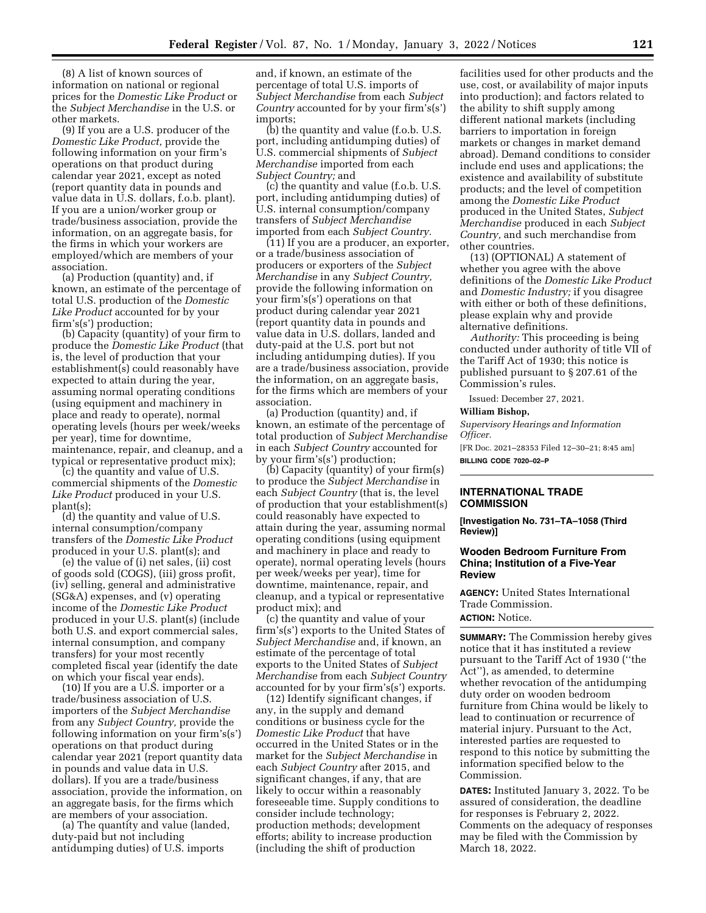(8) A list of known sources of information on national or regional prices for the *Domestic Like Product* or the *Subject Merchandise* in the U.S. or other markets.

(9) If you are a U.S. producer of the *Domestic Like Product,* provide the following information on your firm's operations on that product during calendar year 2021, except as noted (report quantity data in pounds and value data in U.S. dollars, f.o.b. plant). If you are a union/worker group or trade/business association, provide the information, on an aggregate basis, for the firms in which your workers are employed/which are members of your association.

(a) Production (quantity) and, if known, an estimate of the percentage of total U.S. production of the *Domestic Like Product* accounted for by your firm's(s') production;

(b) Capacity (quantity) of your firm to produce the *Domestic Like Product* (that is, the level of production that your establishment(s) could reasonably have expected to attain during the year, assuming normal operating conditions (using equipment and machinery in place and ready to operate), normal operating levels (hours per week/weeks per year), time for downtime, maintenance, repair, and cleanup, and a typical or representative product mix);

(c) the quantity and value of U.S. commercial shipments of the *Domestic Like Product* produced in your U.S. plant(s);

(d) the quantity and value of U.S. internal consumption/company transfers of the *Domestic Like Product* produced in your U.S. plant(s); and

(e) the value of (i) net sales, (ii) cost of goods sold (COGS), (iii) gross profit, (iv) selling, general and administrative (SG&A) expenses, and (v) operating income of the *Domestic Like Product* produced in your U.S. plant(s) (include both U.S. and export commercial sales, internal consumption, and company transfers) for your most recently completed fiscal year (identify the date on which your fiscal year ends).

(10) If you are a U.S. importer or a trade/business association of U.S. importers of the *Subject Merchandise* from any *Subject Country,* provide the following information on your firm's(s') operations on that product during calendar year 2021 (report quantity data in pounds and value data in U.S. dollars). If you are a trade/business association, provide the information, on an aggregate basis, for the firms which are members of your association.

(a) The quantity and value (landed, duty-paid but not including antidumping duties) of U.S. imports and, if known, an estimate of the percentage of total U.S. imports of *Subject Merchandise* from each *Subject Country* accounted for by your firm's(s') imports;

(b) the quantity and value (f.o.b. U.S. port, including antidumping duties) of U.S. commercial shipments of *Subject Merchandise* imported from each *Subject Country;* and

(c) the quantity and value (f.o.b. U.S. port, including antidumping duties) of U.S. internal consumption/company transfers of *Subject Merchandise* imported from each *Subject Country.*

(11) If you are a producer, an exporter, or a trade/business association of producers or exporters of the *Subject Merchandise* in any *Subject Country,* provide the following information on your firm's(s') operations on that product during calendar year 2021 (report quantity data in pounds and value data in U.S. dollars, landed and duty-paid at the U.S. port but not including antidumping duties). If you are a trade/business association, provide the information, on an aggregate basis, for the firms which are members of your association.

(a) Production (quantity) and, if known, an estimate of the percentage of total production of *Subject Merchandise* in each *Subject Country* accounted for by your firm's(s') production;

(b) Capacity (quantity) of your firm(s) to produce the *Subject Merchandise* in each *Subject Country* (that is, the level of production that your establishment(s) could reasonably have expected to attain during the year, assuming normal operating conditions (using equipment and machinery in place and ready to operate), normal operating levels (hours per week/weeks per year), time for downtime, maintenance, repair, and cleanup, and a typical or representative product mix); and

(c) the quantity and value of your firm's(s') exports to the United States of *Subject Merchandise* and, if known, an estimate of the percentage of total exports to the United States of *Subject Merchandise* from each *Subject Country* accounted for by your firm's(s') exports.

(12) Identify significant changes, if any, in the supply and demand conditions or business cycle for the *Domestic Like Product* that have occurred in the United States or in the market for the *Subject Merchandise* in each *Subject Country* after 2015, and significant changes, if any, that are likely to occur within a reasonably foreseeable time. Supply conditions to consider include technology; production methods; development efforts; ability to increase production (including the shift of production facilities used for other products and the use, cost, or availability of major inputs into production); and factors related to the ability to shift supply among different national markets (including barriers to importation in foreign markets or changes in market demand abroad). Demand conditions to consider include end uses and applications; the existence and availability of substitute products; and the level of competition among the *Domestic Like Product* produced in the United States, *Subject Merchandise* produced in each *Subject Country,* and such merchandise from other countries.

(13) (OPTIONAL) A statement of whether you agree with the above definitions of the *Domestic Like Product* and *Domestic Industry;* if you disagree with either or both of these definitions, please explain why and provide alternative definitions.

*Authority:* This proceeding is being conducted under authority of title VII of the Tariff Act of 1930; this notice is published pursuant to § 207.61 of the Commission's rules.

Issued: December 27, 2021.

**William Bishop,**

*Supervisory Hearings and Information Officer.*

[FR Doc. 2021–28353 Filed 12–30–21; 8:45 am]

**BILLING CODE 7020–02–P**

## INTERNATIONAL TRADE COMMISSION

**[Investigation No. 731–TA–1058 (Third Review)]**

### Wooden Bedroom Furniture From China; Institution of a Five-Year Review

**AGENCY:** United States International Trade Commission.

**ACTION:** Notice.

**SUMMARY:** The Commission hereby gives notice that it has instituted a review pursuant to the Tariff Act of 1930 (''the Act''), as amended, to determine whether revocation of the antidumping duty order on wooden bedroom furniture from China would be likely to lead to continuation or recurrence of material injury. Pursuant to the Act, interested parties are requested to respond to this notice by submitting the information specified below to the Commission.

**DATES:** Instituted January 3, 2022. To be assured of consideration, the deadline for responses is February 2, 2022. Comments on the adequacy of responses may be filed with the Commission by March 18, 2022.